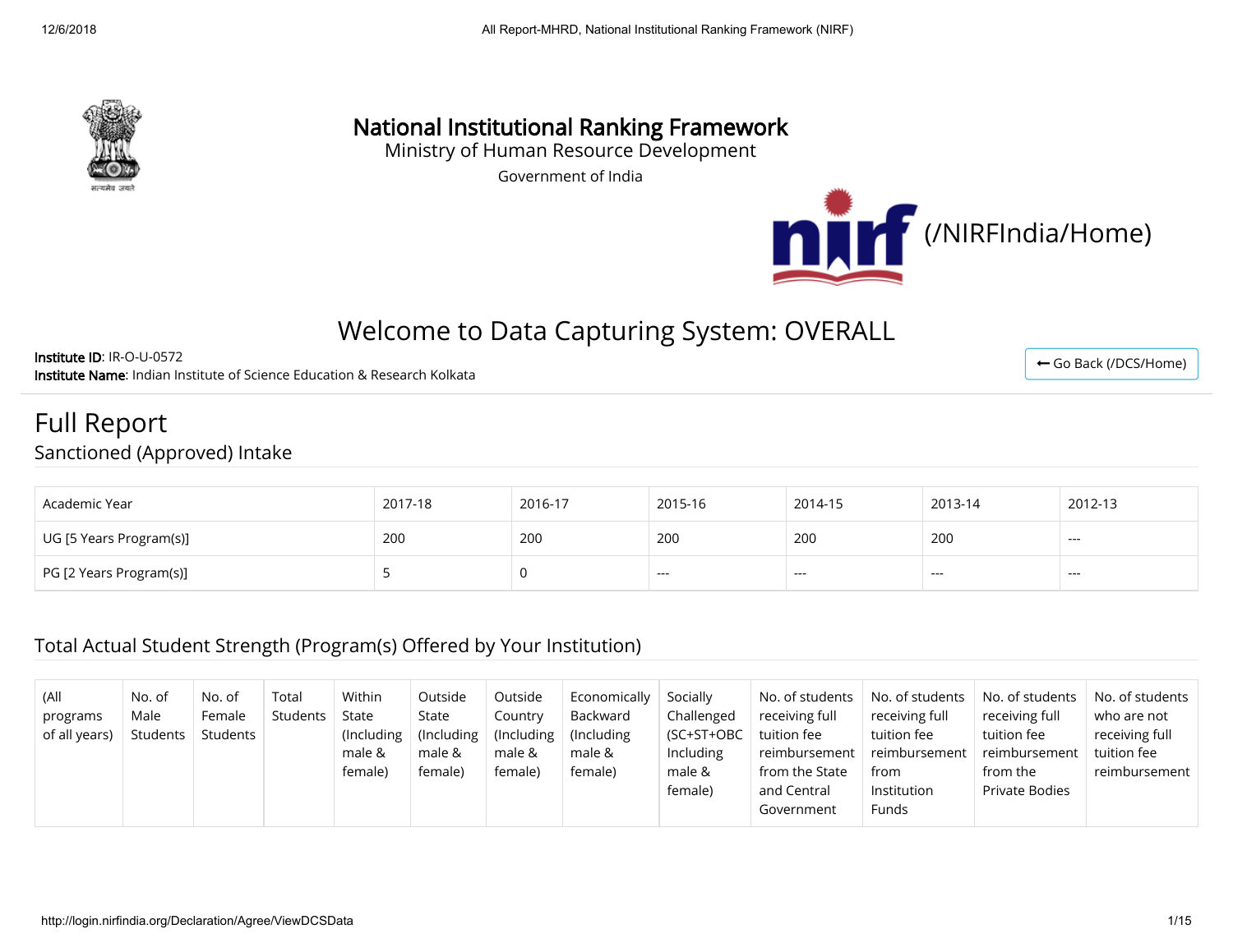# National Institutional Ranking Framework

Ministry of Human Resource Development

Government of India

(/NIRFIndia/Home)

## Welcome to Data Capturing System: OVERALL

**Institute ID**: IR-O-U-0572
**Institute Name**: Indian Institute of Science Education & Research Kolkata

← Go Back (/DCS/Home)

# Full Report

## Sanctioned (Approved) Intake

| Academic Year | 2017-18 | 2016-17 | 2015-16 | 2014-15 | 2013-14 | 2012-13 |
|---|---|---|---|---|---|---|
| UG [5 Years Program(s)] | 200 | 200 | 200 | 200 | 200 | --- |
| PG [2 Years Program(s)] | 5 | 0 | --- | --- | --- | --- |

## Total Actual Student Strength (Program(s) Offered by Your Institution)

| (All programs of all years) | No. of Male Students | No. of Female Students | Total Students | Within State (Including male & female) | Outside State (Including male & female) | Outside Country (Including male & female) | Economically Backward (Including male & female) | Socially Challenged (SC+ST+OBC Including male & female) | No. of students receiving full tuition fee reimbursement from the State and Central Government | No. of students receiving full tuition fee reimbursement from Institution Funds | No. of students receiving full tuition fee reimbursement from the Private Bodies | No. of students who are not receiving full tuition fee reimbursement |
|---|---|---|---|---|---|---|---|---|---|---|---|---|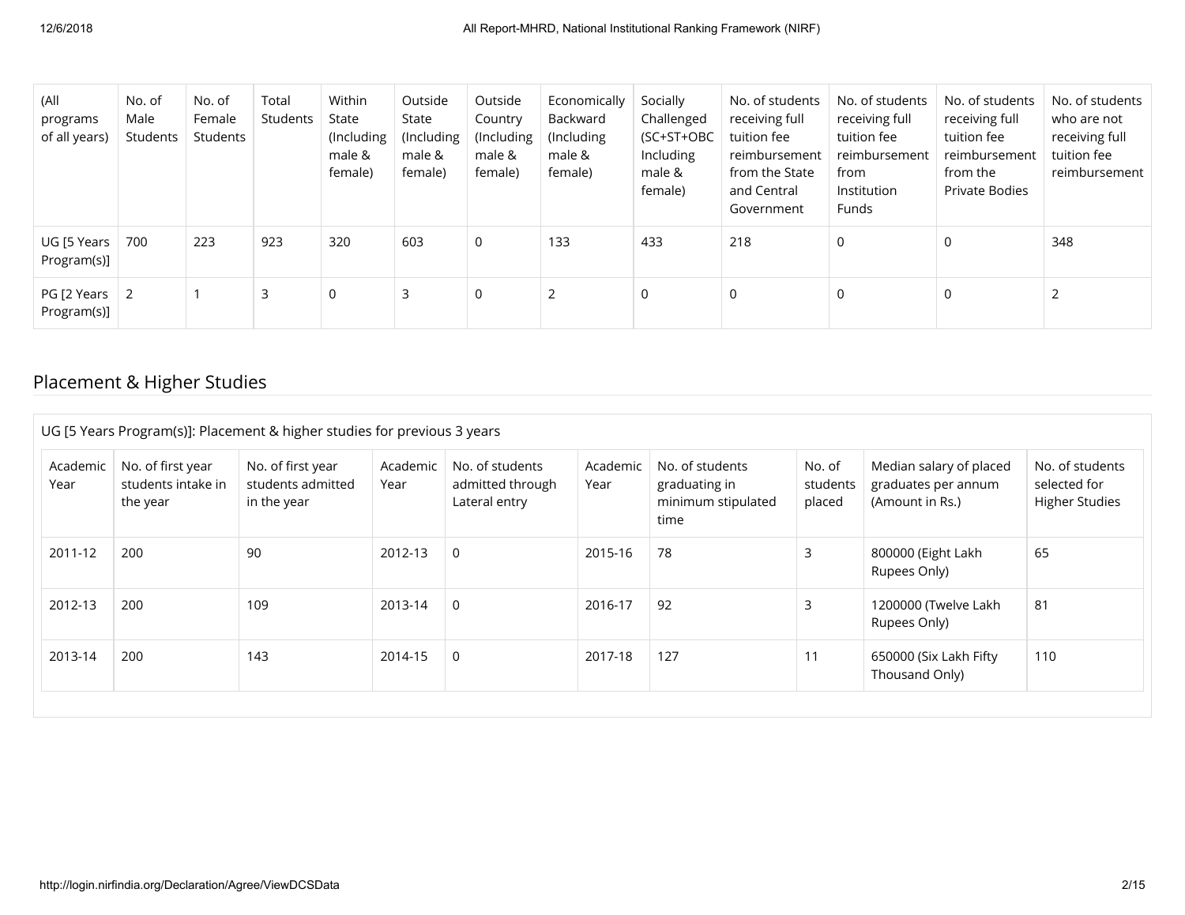| (All programs of all years) | No. of Male Students | No. of Female Students | Total Students | Within State (Including male & female) | Outside State (Including male & female) | Outside Country (Including male & female) | Economically Backward (Including male & female) | Socially Challenged (SC+ST+OBC Including male & female) | No. of students receiving full tuition fee reimbursement from the State and Central Government | No. of students receiving full tuition fee reimbursement from Institution Funds | No. of students receiving full tuition fee reimbursement from the Private Bodies | No. of students who are not receiving full tuition fee reimbursement |
|---|---|---|---|---|---|---|---|---|---|---|---|---|
| UG [5 Years Program(s)] | 700 | 223 | 923 | 320 | 603 | 0 | 133 | 433 | 218 | 0 | 0 | 348 |
| PG [2 Years Program(s)] | 2 | 1 | 3 | 0 | 3 | 0 | 2 | 0 | 0 | 0 | 0 | 2 |

## Placement & Higher Studies

UG [5 Years Program(s)]: Placement & higher studies for previous 3 years

| Academic Year | No. of first year students intake in the year | No. of first year students admitted in the year | Academic Year | No. of students admitted through Lateral entry | Academic Year | No. of students graduating in minimum stipulated time | No. of students placed | Median salary of placed graduates per annum (Amount in Rs.) | No. of students selected for Higher Studies |
|---|---|---|---|---|---|---|---|---|---|
| 2011-12 | 200 | 90 | 2012-13 | 0 | 2015-16 | 78 | 3 | 800000 (Eight Lakh Rupees Only) | 65 |
| 2012-13 | 200 | 109 | 2013-14 | 0 | 2016-17 | 92 | 3 | 1200000 (Twelve Lakh Rupees Only) | 81 |
| 2013-14 | 200 | 143 | 2014-15 | 0 | 2017-18 | 127 | 11 | 650000 (Six Lakh Fifty Thousand Only) | 110 |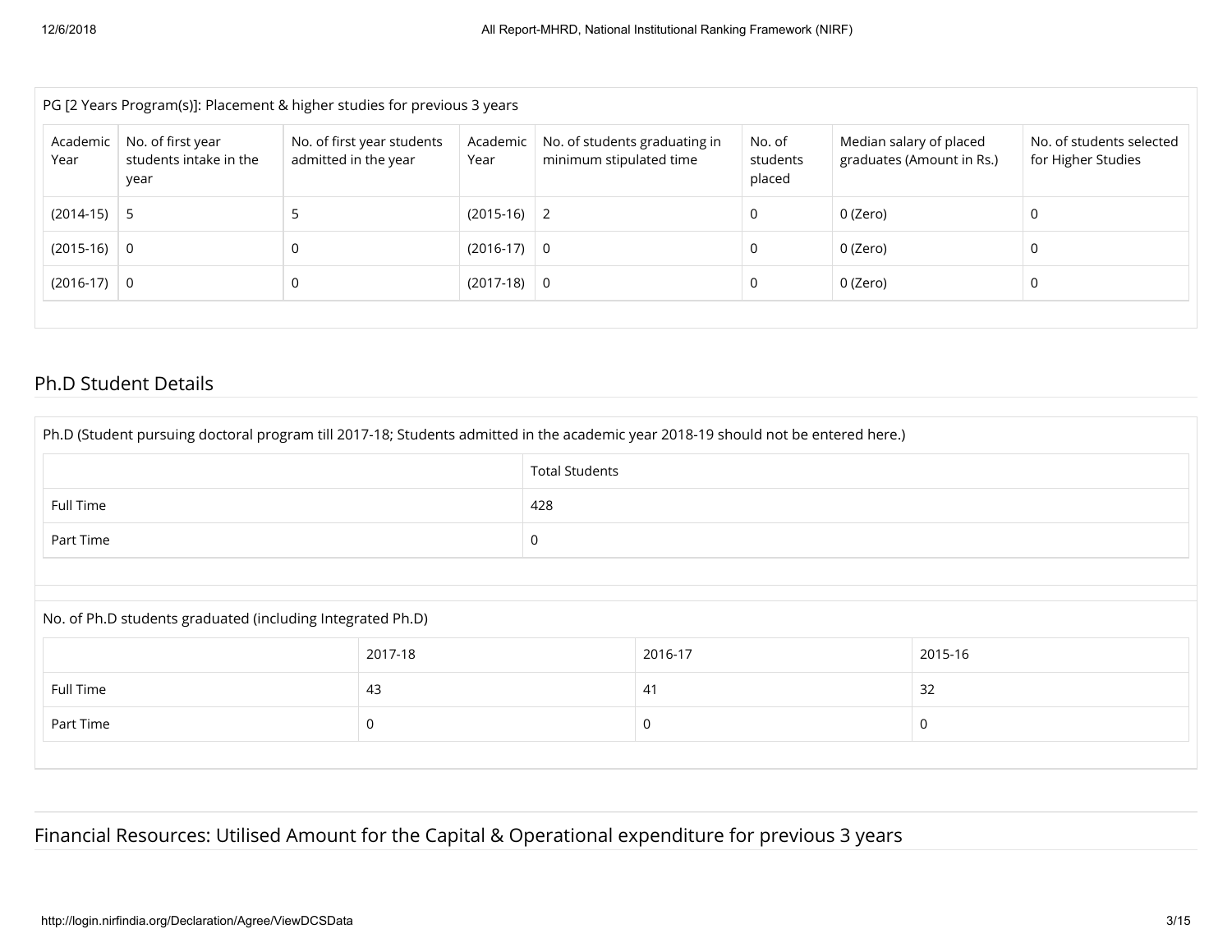PG [2 Years Program(s)]: Placement & higher studies for previous 3 years

| Academic Year | No. of first year students intake in the year | No. of first year students admitted in the year | Academic Year | No. of students graduating in minimum stipulated time | No. of students placed | Median salary of placed graduates (Amount in Rs.) | No. of students selected for Higher Studies |
|---|---|---|---|---|---|---|---|
| (2014-15) | 5 | 5 | (2015-16) | 2 | 0 | 0 (Zero) | 0 |
| (2015-16) | 0 | 0 | (2016-17) | 0 | 0 | 0 (Zero) | 0 |
| (2016-17) | 0 | 0 | (2017-18) | 0 | 0 | 0 (Zero) | 0 |

## Ph.D Student Details

Ph.D (Student pursuing doctoral program till 2017-18; Students admitted in the academic year 2018-19 should not be entered here.)

| | Total Students |
|---|---|
| Full Time | 428 |
| Part Time | 0 |

No. of Ph.D students graduated (including Integrated Ph.D)

| | 2017-18 | 2016-17 | 2015-16 |
|---|---|---|---|
| Full Time | 43 | 41 | 32 |
| Part Time | 0 | 0 | 0 |

## Financial Resources: Utilised Amount for the Capital & Operational expenditure for previous 3 years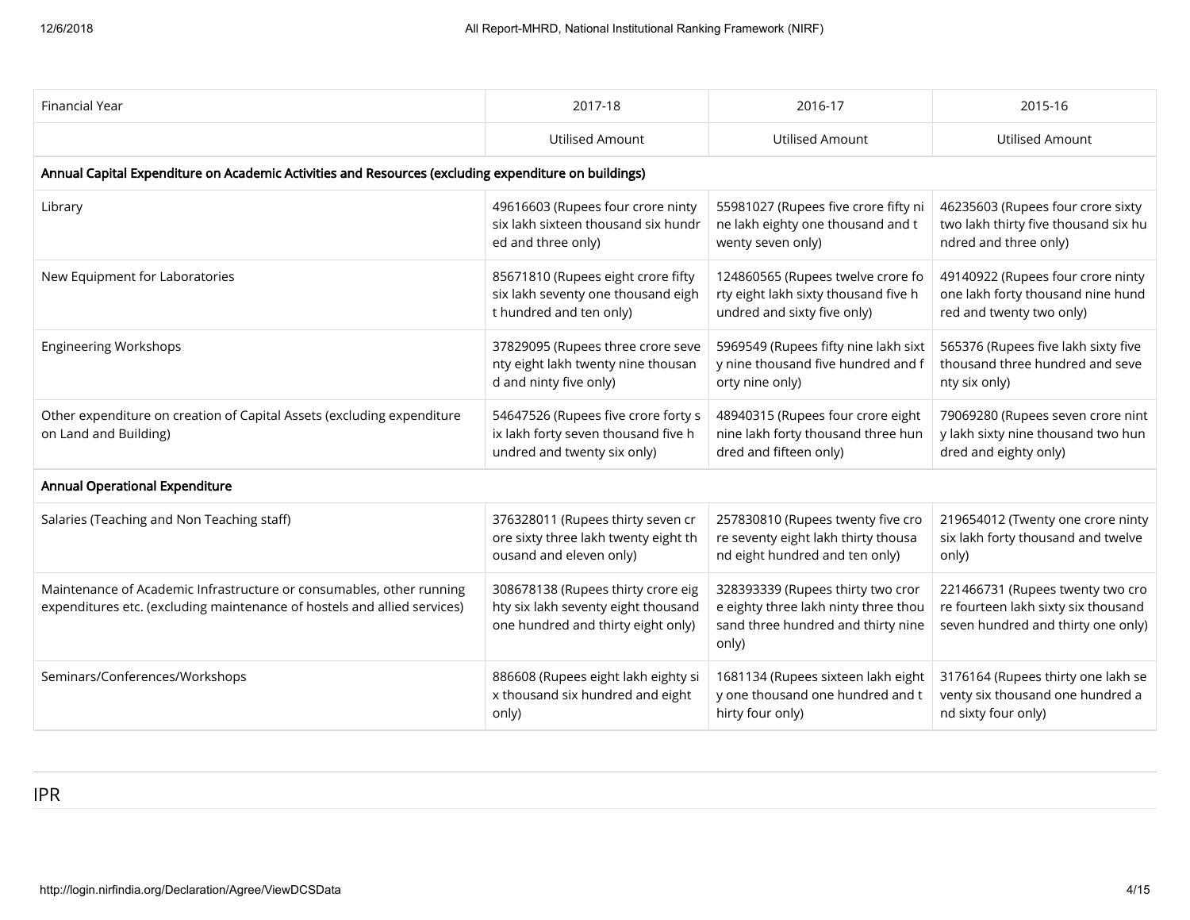| Financial Year | 2017-18 | 2016-17 | 2015-16 |
|---|---|---|---|
| | Utilised Amount | Utilised Amount | Utilised Amount |
| **Annual Capital Expenditure on Academic Activities and Resources (excluding expenditure on buildings)** | | | |
| Library | 49616603 (Rupees four crore ninty six lakh sixteen thousand six hundred and three only) | 55981027 (Rupees five crore fifty nine lakh eighty one thousand and twenty seven only) | 46235603 (Rupees four crore sixty two lakh thirty five thousand six hundred and three only) |
| New Equipment for Laboratories | 85671810 (Rupees eight crore fifty six lakh seventy one thousand eight hundred and ten only) | 124860565 (Rupees twelve crore forty eight lakh sixty thousand five hundred and sixty five only) | 49140922 (Rupees four crore ninty one lakh forty thousand nine hundred and twenty two only) |
| Engineering Workshops | 37829095 (Rupees three crore seventy eight lakh twenty nine thousand and ninty five only) | 5969549 (Rupees fifty nine lakh sixty nine thousand five hundred and forty nine only) | 565376 (Rupees five lakh sixty five thousand three hundred and seventy six only) |
| Other expenditure on creation of Capital Assets (excluding expenditure on Land and Building) | 54647526 (Rupees five crore forty six lakh forty seven thousand five hundred and twenty six only) | 48940315 (Rupees four crore eight nine lakh forty thousand three hundred and fifteen only) | 79069280 (Rupees seven crore ninty lakh sixty nine thousand two hundred and eighty only) |
| **Annual Operational Expenditure** | | | |
| Salaries (Teaching and Non Teaching staff) | 376328011 (Rupees thirty seven crore sixty three lakh twenty eight thousand and eleven only) | 257830810 (Rupees twenty five crore seventy eight lakh thirty thousand eight hundred and ten only) | 219654012 (Twenty one crore ninty six lakh forty thousand and twelve only) |
| Maintenance of Academic Infrastructure or consumables, other running expenditures etc. (excluding maintenance of hostels and allied services) | 308678138 (Rupees thirty crore eighty six lakh seventy eight thousand one hundred and thirty eight only) | 328393339 (Rupees thirty two crore eighty three lakh ninty three thousand three hundred and thirty nine only) | 221466731 (Rupees twenty two crore fourteen lakh sixty six thousand seven hundred and thirty one only) |
| Seminars/Conferences/Workshops | 886608 (Rupees eight lakh eighty six thousand six hundred and eight only) | 1681134 (Rupees sixteen lakh eighty one thousand one hundred and thirty four only) | 3176164 (Rupees thirty one lakh seventy six thousand one hundred and sixty four only) |

## IPR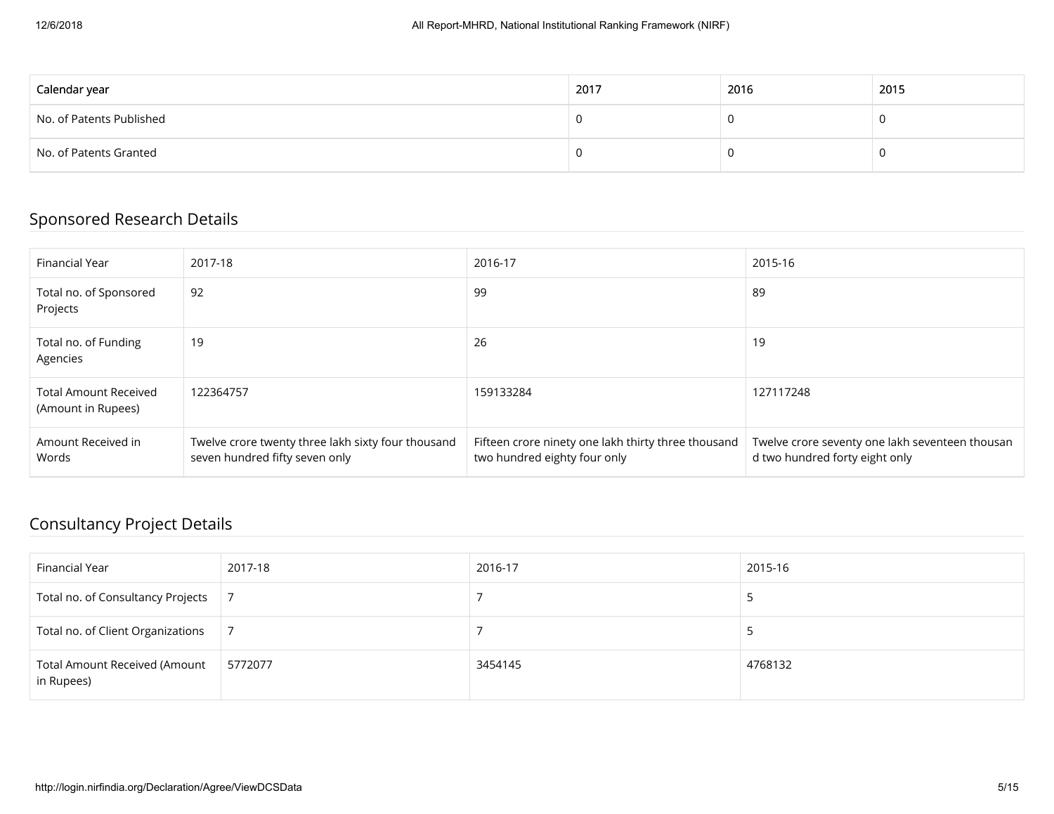| Calendar year | 2017 | 2016 | 2015 |
| --- | --- | --- | --- |
| No. of Patents Published | 0 | 0 | 0 |
| No. of Patents Granted | 0 | 0 | 0 |

## Sponsored Research Details

| Financial Year | 2017-18 | 2016-17 | 2015-16 |
| --- | --- | --- | --- |
| Total no. of Sponsored Projects | 92 | 99 | 89 |
| Total no. of Funding Agencies | 19 | 26 | 19 |
| Total Amount Received (Amount in Rupees) | 122364757 | 159133284 | 127117248 |
| Amount Received in Words | Twelve crore twenty three lakh sixty four thousand seven hundred fifty seven only | Fifteen crore ninety one lakh thirty three thousand two hundred eighty four only | Twelve crore seventy one lakh seventeen thousand two hundred forty eight only |

## Consultancy Project Details

| Financial Year | 2017-18 | 2016-17 | 2015-16 |
| --- | --- | --- | --- |
| Total no. of Consultancy Projects | 7 | 7 | 5 |
| Total no. of Client Organizations | 7 | 7 | 5 |
| Total Amount Received (Amount in Rupees) | 5772077 | 3454145 | 4768132 |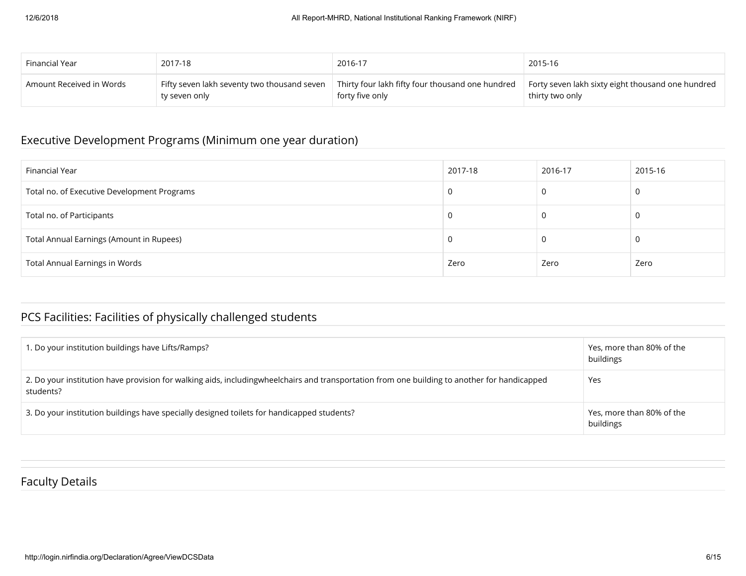| Financial Year | 2017-18 | 2016-17 | 2015-16 |
|---|---|---|---|
| Amount Received in Words | Fifty seven lakh seventy two thousand seven ty seven only | Thirty four lakh fifty four thousand one hundred forty five only | Forty seven lakh sixty eight thousand one hundred thirty two only |

## Executive Development Programs (Minimum one year duration)

| Financial Year | 2017-18 | 2016-17 | 2015-16 |
|---|---|---|---|
| Total no. of Executive Development Programs | 0 | 0 | 0 |
| Total no. of Participants | 0 | 0 | 0 |
| Total Annual Earnings (Amount in Rupees) | 0 | 0 | 0 |
| Total Annual Earnings in Words | Zero | Zero | Zero |

## PCS Facilities: Facilities of physically challenged students

| | |
|---|---|
| 1. Do your institution buildings have Lifts/Ramps? | Yes, more than 80% of the buildings |
| 2. Do your institution have provision for walking aids, includingwheelchairs and transportation from one building to another for handicapped students? | Yes |
| 3. Do your institution buildings have specially designed toilets for handicapped students? | Yes, more than 80% of the buildings |

## Faculty Details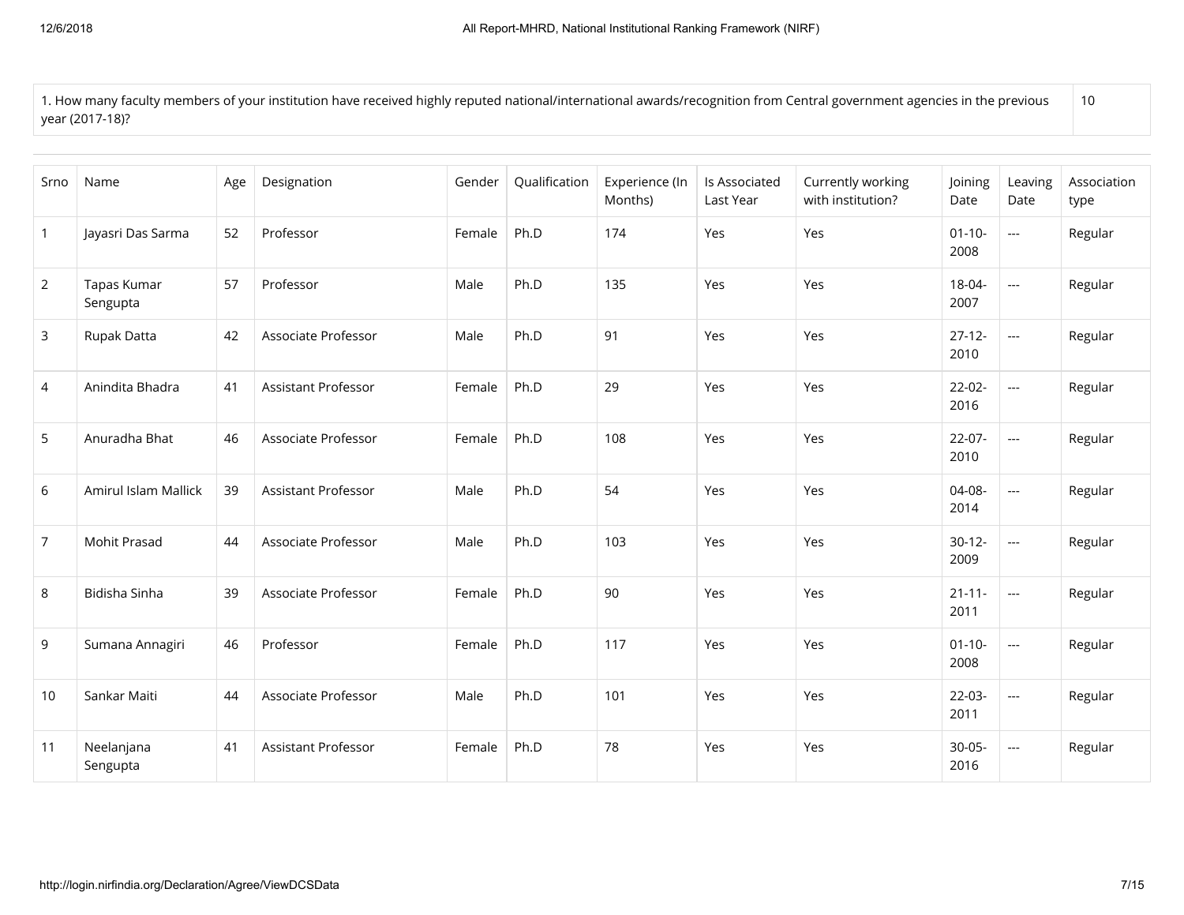| 1. How many faculty members of your institution have received highly reputed national/international awards/recognition from Central government agencies in the previous year (2017-18)? | 10 |
|---|---|

| Srno | Name | Age | Designation | Gender | Qualification | Experience (In Months) | Is Associated Last Year | Currently working with institution? | Joining Date | Leaving Date | Association type |
|---|---|---|---|---|---|---|---|---|---|---|---|
| 1 | Jayasri Das Sarma | 52 | Professor | Female | Ph.D | 174 | Yes | Yes | 01-10-2008 | --- | Regular |
| 2 | Tapas Kumar Sengupta | 57 | Professor | Male | Ph.D | 135 | Yes | Yes | 18-04-2007 | --- | Regular |
| 3 | Rupak Datta | 42 | Associate Professor | Male | Ph.D | 91 | Yes | Yes | 27-12-2010 | --- | Regular |
| 4 | Anindita Bhadra | 41 | Assistant Professor | Female | Ph.D | 29 | Yes | Yes | 22-02-2016 | --- | Regular |
| 5 | Anuradha Bhat | 46 | Associate Professor | Female | Ph.D | 108 | Yes | Yes | 22-07-2010 | --- | Regular |
| 6 | Amirul Islam Mallick | 39 | Assistant Professor | Male | Ph.D | 54 | Yes | Yes | 04-08-2014 | --- | Regular |
| 7 | Mohit Prasad | 44 | Associate Professor | Male | Ph.D | 103 | Yes | Yes | 30-12-2009 | --- | Regular |
| 8 | Bidisha Sinha | 39 | Associate Professor | Female | Ph.D | 90 | Yes | Yes | 21-11-2011 | --- | Regular |
| 9 | Sumana Annagiri | 46 | Professor | Female | Ph.D | 117 | Yes | Yes | 01-10-2008 | --- | Regular |
| 10 | Sankar Maiti | 44 | Associate Professor | Male | Ph.D | 101 | Yes | Yes | 22-03-2011 | --- | Regular |
| 11 | Neelanjana Sengupta | 41 | Assistant Professor | Female | Ph.D | 78 | Yes | Yes | 30-05-2016 | --- | Regular |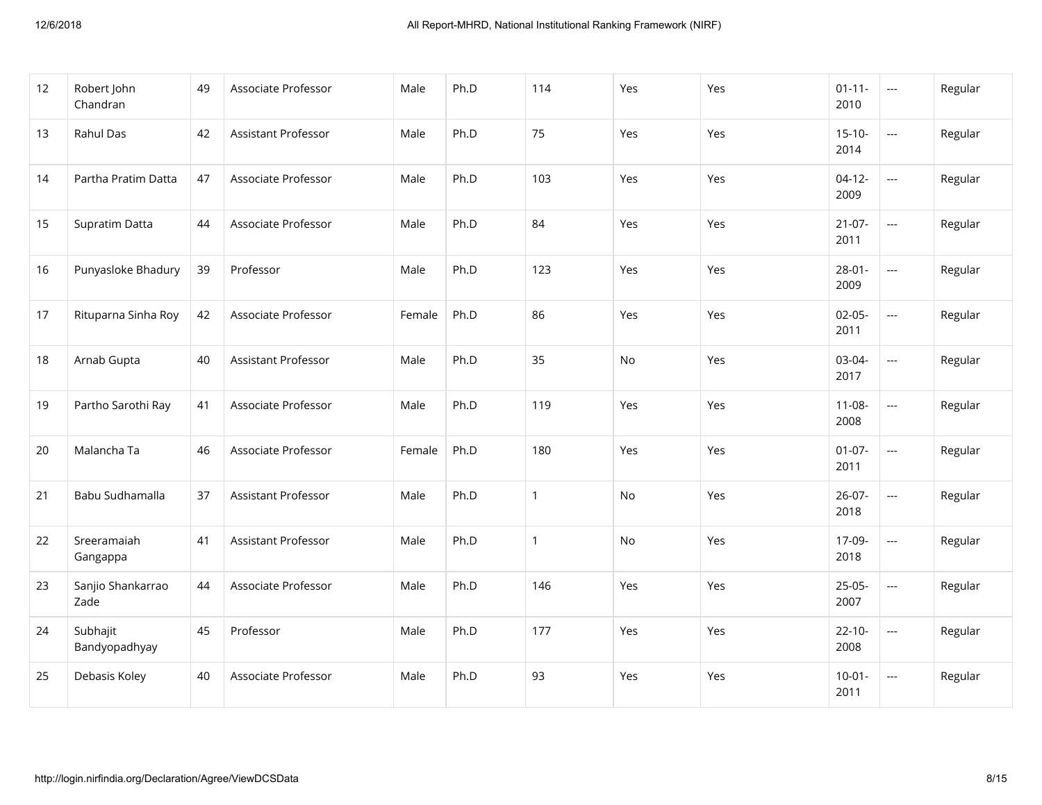| | | | | | | | | | | | |
|---|---|---|---|---|---|---|---|---|---|---|---|
| 12 | Robert John Chandran | 49 | Associate Professor | Male | Ph.D | 114 | Yes | Yes | 01-11-2010 | --- | Regular |
| 13 | Rahul Das | 42 | Assistant Professor | Male | Ph.D | 75 | Yes | Yes | 15-10-2014 | --- | Regular |
| 14 | Partha Pratim Datta | 47 | Associate Professor | Male | Ph.D | 103 | Yes | Yes | 04-12-2009 | --- | Regular |
| 15 | Supratim Datta | 44 | Associate Professor | Male | Ph.D | 84 | Yes | Yes | 21-07-2011 | --- | Regular |
| 16 | Punyasloke Bhadury | 39 | Professor | Male | Ph.D | 123 | Yes | Yes | 28-01-2009 | --- | Regular |
| 17 | Rituparna Sinha Roy | 42 | Associate Professor | Female | Ph.D | 86 | Yes | Yes | 02-05-2011 | --- | Regular |
| 18 | Arnab Gupta | 40 | Assistant Professor | Male | Ph.D | 35 | No | Yes | 03-04-2017 | --- | Regular |
| 19 | Partho Sarothi Ray | 41 | Associate Professor | Male | Ph.D | 119 | Yes | Yes | 11-08-2008 | --- | Regular |
| 20 | Malancha Ta | 46 | Associate Professor | Female | Ph.D | 180 | Yes | Yes | 01-07-2011 | --- | Regular |
| 21 | Babu Sudhamalla | 37 | Assistant Professor | Male | Ph.D | 1 | No | Yes | 26-07-2018 | --- | Regular |
| 22 | Sreeramaiah Gangappa | 41 | Assistant Professor | Male | Ph.D | 1 | No | Yes | 17-09-2018 | --- | Regular |
| 23 | Sanjio Shankarrao Zade | 44 | Associate Professor | Male | Ph.D | 146 | Yes | Yes | 25-05-2007 | --- | Regular |
| 24 | Subhajit Bandyopadhyay | 45 | Professor | Male | Ph.D | 177 | Yes | Yes | 22-10-2008 | --- | Regular |
| 25 | Debasis Koley | 40 | Associate Professor | Male | Ph.D | 93 | Yes | Yes | 10-01-2011 | --- | Regular |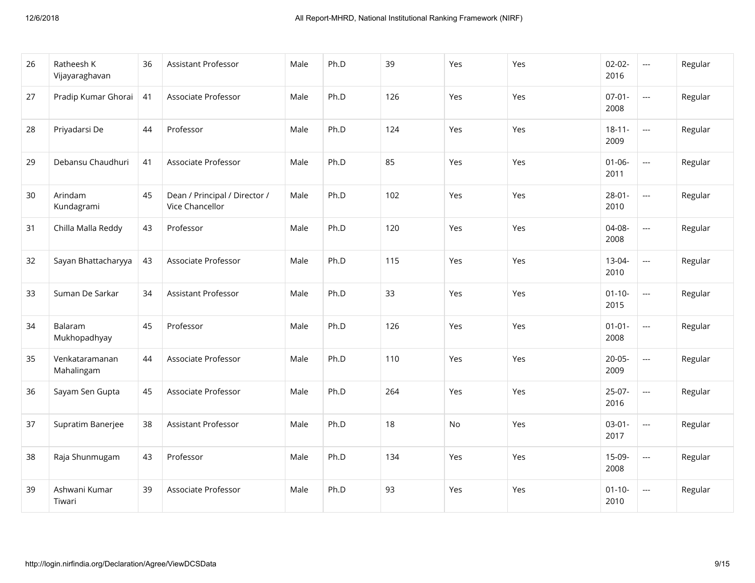| 26 | Ratheesh K Vijayaraghavan | 36 | Assistant Professor | Male | Ph.D | 39 | Yes | Yes | 02-02-2016 | --- | Regular |
|---|---|---|---|---|---|---|---|---|---|---|---|
| 27 | Pradip Kumar Ghorai | 41 | Associate Professor | Male | Ph.D | 126 | Yes | Yes | 07-01-2008 | --- | Regular |
| 28 | Priyadarsi De | 44 | Professor | Male | Ph.D | 124 | Yes | Yes | 18-11-2009 | --- | Regular |
| 29 | Debansu Chaudhuri | 41 | Associate Professor | Male | Ph.D | 85 | Yes | Yes | 01-06-2011 | --- | Regular |
| 30 | Arindam Kundagrami | 45 | Dean / Principal / Director / Vice Chancellor | Male | Ph.D | 102 | Yes | Yes | 28-01-2010 | --- | Regular |
| 31 | Chilla Malla Reddy | 43 | Professor | Male | Ph.D | 120 | Yes | Yes | 04-08-2008 | --- | Regular |
| 32 | Sayan Bhattacharyya | 43 | Associate Professor | Male | Ph.D | 115 | Yes | Yes | 13-04-2010 | --- | Regular |
| 33 | Suman De Sarkar | 34 | Assistant Professor | Male | Ph.D | 33 | Yes | Yes | 01-10-2015 | --- | Regular |
| 34 | Balaram Mukhopadhyay | 45 | Professor | Male | Ph.D | 126 | Yes | Yes | 01-01-2008 | --- | Regular |
| 35 | Venkataramanan Mahalingam | 44 | Associate Professor | Male | Ph.D | 110 | Yes | Yes | 20-05-2009 | --- | Regular |
| 36 | Sayam Sen Gupta | 45 | Associate Professor | Male | Ph.D | 264 | Yes | Yes | 25-07-2016 | --- | Regular |
| 37 | Supratim Banerjee | 38 | Assistant Professor | Male | Ph.D | 18 | No | Yes | 03-01-2017 | --- | Regular |
| 38 | Raja Shunmugam | 43 | Professor | Male | Ph.D | 134 | Yes | Yes | 15-09-2008 | --- | Regular |
| 39 | Ashwani Kumar Tiwari | 39 | Associate Professor | Male | Ph.D | 93 | Yes | Yes | 01-10-2010 | --- | Regular |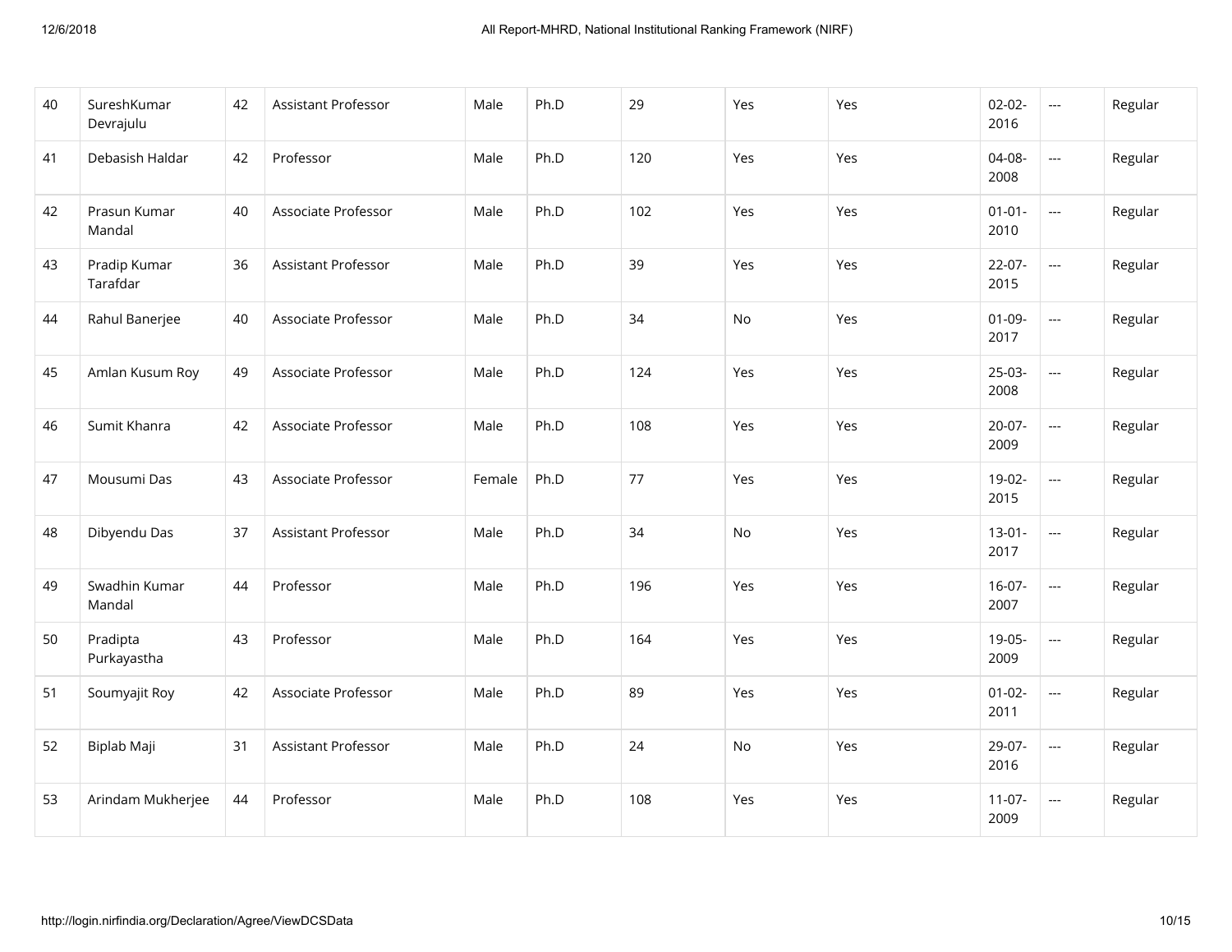| 40 | SureshKumar Devrajulu | 42 | Assistant Professor | Male | Ph.D | 29 | Yes | Yes | 02-02-2016 | --- | Regular |
|---|---|---|---|---|---|---|---|---|---|---|---|
| 41 | Debasish Haldar | 42 | Professor | Male | Ph.D | 120 | Yes | Yes | 04-08-2008 | --- | Regular |
| 42 | Prasun Kumar Mandal | 40 | Associate Professor | Male | Ph.D | 102 | Yes | Yes | 01-01-2010 | --- | Regular |
| 43 | Pradip Kumar Tarafdar | 36 | Assistant Professor | Male | Ph.D | 39 | Yes | Yes | 22-07-2015 | --- | Regular |
| 44 | Rahul Banerjee | 40 | Associate Professor | Male | Ph.D | 34 | No | Yes | 01-09-2017 | --- | Regular |
| 45 | Amlan Kusum Roy | 49 | Associate Professor | Male | Ph.D | 124 | Yes | Yes | 25-03-2008 | --- | Regular |
| 46 | Sumit Khanra | 42 | Associate Professor | Male | Ph.D | 108 | Yes | Yes | 20-07-2009 | --- | Regular |
| 47 | Mousumi Das | 43 | Associate Professor | Female | Ph.D | 77 | Yes | Yes | 19-02-2015 | --- | Regular |
| 48 | Dibyendu Das | 37 | Assistant Professor | Male | Ph.D | 34 | No | Yes | 13-01-2017 | --- | Regular |
| 49 | Swadhin Kumar Mandal | 44 | Professor | Male | Ph.D | 196 | Yes | Yes | 16-07-2007 | --- | Regular |
| 50 | Pradipta Purkayastha | 43 | Professor | Male | Ph.D | 164 | Yes | Yes | 19-05-2009 | --- | Regular |
| 51 | Soumyajit Roy | 42 | Associate Professor | Male | Ph.D | 89 | Yes | Yes | 01-02-2011 | --- | Regular |
| 52 | Biplab Maji | 31 | Assistant Professor | Male | Ph.D | 24 | No | Yes | 29-07-2016 | --- | Regular |
| 53 | Arindam Mukherjee | 44 | Professor | Male | Ph.D | 108 | Yes | Yes | 11-07-2009 | --- | Regular |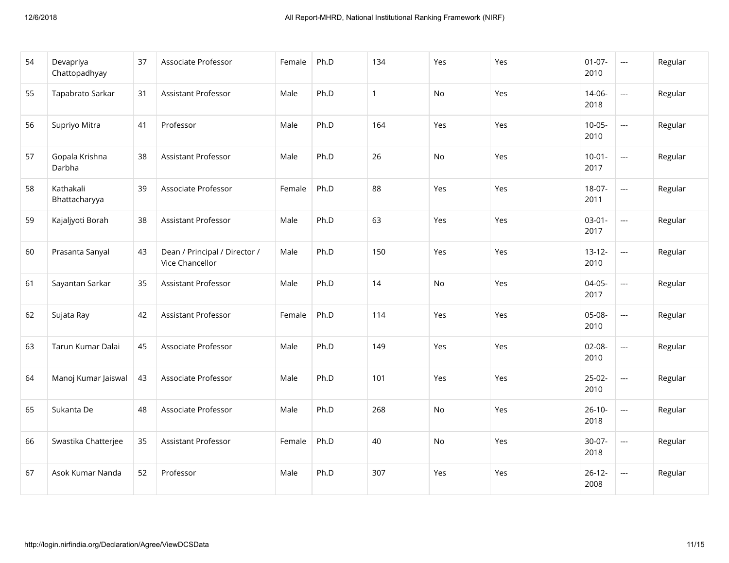| 54 | Devapriya Chattopadhyay | 37 | Associate Professor | Female | Ph.D | 134 | Yes | Yes | 01-07-2010 | --- | Regular |
|---|---|---|---|---|---|---|---|---|---|---|---|
| 55 | Tapabrato Sarkar | 31 | Assistant Professor | Male | Ph.D | 1 | No | Yes | 14-06-2018 | --- | Regular |
| 56 | Supriyo Mitra | 41 | Professor | Male | Ph.D | 164 | Yes | Yes | 10-05-2010 | --- | Regular |
| 57 | Gopala Krishna Darbha | 38 | Assistant Professor | Male | Ph.D | 26 | No | Yes | 10-01-2017 | --- | Regular |
| 58 | Kathakali Bhattacharyya | 39 | Associate Professor | Female | Ph.D | 88 | Yes | Yes | 18-07-2011 | --- | Regular |
| 59 | Kajaljyoti Borah | 38 | Assistant Professor | Male | Ph.D | 63 | Yes | Yes | 03-01-2017 | --- | Regular |
| 60 | Prasanta Sanyal | 43 | Dean / Principal / Director / Vice Chancellor | Male | Ph.D | 150 | Yes | Yes | 13-12-2010 | --- | Regular |
| 61 | Sayantan Sarkar | 35 | Assistant Professor | Male | Ph.D | 14 | No | Yes | 04-05-2017 | --- | Regular |
| 62 | Sujata Ray | 42 | Assistant Professor | Female | Ph.D | 114 | Yes | Yes | 05-08-2010 | --- | Regular |
| 63 | Tarun Kumar Dalai | 45 | Associate Professor | Male | Ph.D | 149 | Yes | Yes | 02-08-2010 | --- | Regular |
| 64 | Manoj Kumar Jaiswal | 43 | Associate Professor | Male | Ph.D | 101 | Yes | Yes | 25-02-2010 | --- | Regular |
| 65 | Sukanta De | 48 | Associate Professor | Male | Ph.D | 268 | No | Yes | 26-10-2018 | --- | Regular |
| 66 | Swastika Chatterjee | 35 | Assistant Professor | Female | Ph.D | 40 | No | Yes | 30-07-2018 | --- | Regular |
| 67 | Asok Kumar Nanda | 52 | Professor | Male | Ph.D | 307 | Yes | Yes | 26-12-2008 | --- | Regular |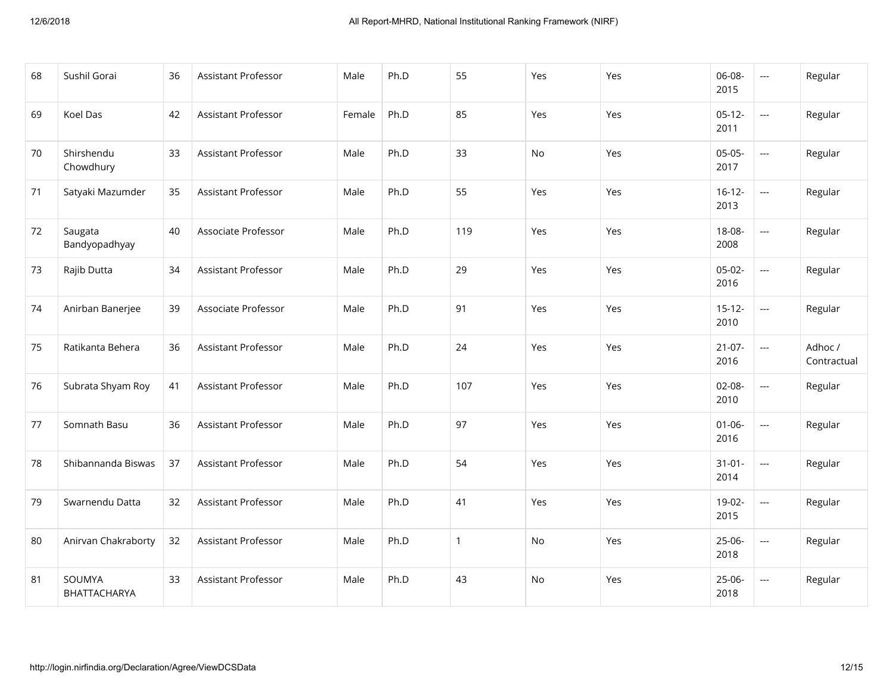| 68 | Sushil Gorai | 36 | Assistant Professor | Male | Ph.D | 55 | Yes | Yes | 06-08-2015 | --- | Regular |
|---|---|---|---|---|---|---|---|---|---|---|---|
| 69 | Koel Das | 42 | Assistant Professor | Female | Ph.D | 85 | Yes | Yes | 05-12-2011 | --- | Regular |
| 70 | Shirshendu Chowdhury | 33 | Assistant Professor | Male | Ph.D | 33 | No | Yes | 05-05-2017 | --- | Regular |
| 71 | Satyaki Mazumder | 35 | Assistant Professor | Male | Ph.D | 55 | Yes | Yes | 16-12-2013 | --- | Regular |
| 72 | Saugata Bandyopadhyay | 40 | Associate Professor | Male | Ph.D | 119 | Yes | Yes | 18-08-2008 | --- | Regular |
| 73 | Rajib Dutta | 34 | Assistant Professor | Male | Ph.D | 29 | Yes | Yes | 05-02-2016 | --- | Regular |
| 74 | Anirban Banerjee | 39 | Associate Professor | Male | Ph.D | 91 | Yes | Yes | 15-12-2010 | --- | Regular |
| 75 | Ratikanta Behera | 36 | Assistant Professor | Male | Ph.D | 24 | Yes | Yes | 21-07-2016 | --- | Adhoc / Contractual |
| 76 | Subrata Shyam Roy | 41 | Assistant Professor | Male | Ph.D | 107 | Yes | Yes | 02-08-2010 | --- | Regular |
| 77 | Somnath Basu | 36 | Assistant Professor | Male | Ph.D | 97 | Yes | Yes | 01-06-2016 | --- | Regular |
| 78 | Shibannanda Biswas | 37 | Assistant Professor | Male | Ph.D | 54 | Yes | Yes | 31-01-2014 | --- | Regular |
| 79 | Swarnendu Datta | 32 | Assistant Professor | Male | Ph.D | 41 | Yes | Yes | 19-02-2015 | --- | Regular |
| 80 | Anirvan Chakraborty | 32 | Assistant Professor | Male | Ph.D | 1 | No | Yes | 25-06-2018 | --- | Regular |
| 81 | SOUMYA BHATTACHARYA | 33 | Assistant Professor | Male | Ph.D | 43 | No | Yes | 25-06-2018 | --- | Regular |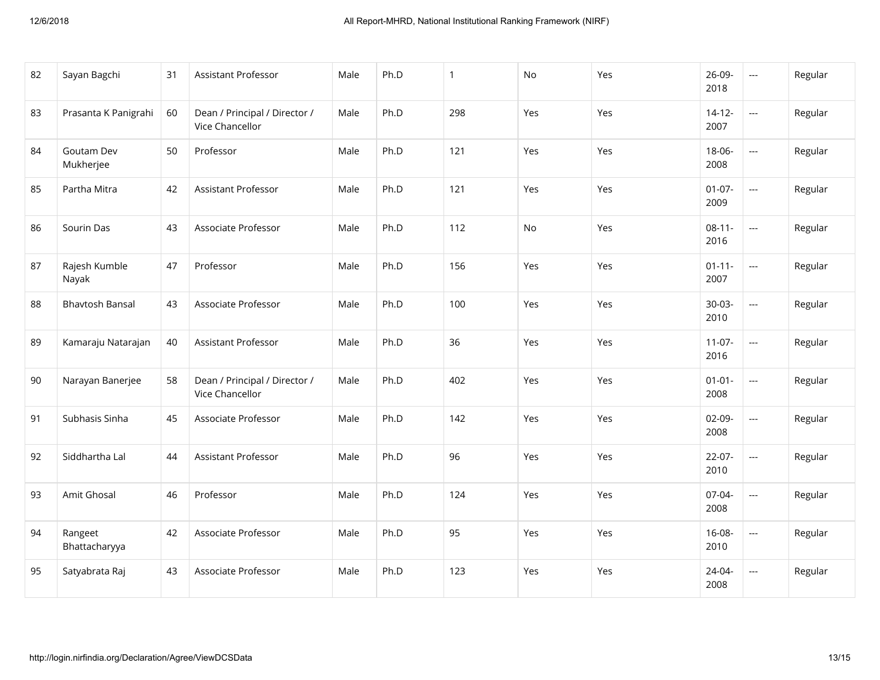| | | | | | | | | | | | |
|---|---|---|---|---|---|---|---|---|---|---|---|
| 82 | Sayan Bagchi | 31 | Assistant Professor | Male | Ph.D | 1 | No | Yes | 26-09-2018 | --- | Regular |
| 83 | Prasanta K Panigrahi | 60 | Dean / Principal / Director / Vice Chancellor | Male | Ph.D | 298 | Yes | Yes | 14-12-2007 | --- | Regular |
| 84 | Goutam Dev Mukherjee | 50 | Professor | Male | Ph.D | 121 | Yes | Yes | 18-06-2008 | --- | Regular |
| 85 | Partha Mitra | 42 | Assistant Professor | Male | Ph.D | 121 | Yes | Yes | 01-07-2009 | --- | Regular |
| 86 | Sourin Das | 43 | Associate Professor | Male | Ph.D | 112 | No | Yes | 08-11-2016 | --- | Regular |
| 87 | Rajesh Kumble Nayak | 47 | Professor | Male | Ph.D | 156 | Yes | Yes | 01-11-2007 | --- | Regular |
| 88 | Bhavtosh Bansal | 43 | Associate Professor | Male | Ph.D | 100 | Yes | Yes | 30-03-2010 | --- | Regular |
| 89 | Kamaraju Natarajan | 40 | Assistant Professor | Male | Ph.D | 36 | Yes | Yes | 11-07-2016 | --- | Regular |
| 90 | Narayan Banerjee | 58 | Dean / Principal / Director / Vice Chancellor | Male | Ph.D | 402 | Yes | Yes | 01-01-2008 | --- | Regular |
| 91 | Subhasis Sinha | 45 | Associate Professor | Male | Ph.D | 142 | Yes | Yes | 02-09-2008 | --- | Regular |
| 92 | Siddhartha Lal | 44 | Assistant Professor | Male | Ph.D | 96 | Yes | Yes | 22-07-2010 | --- | Regular |
| 93 | Amit Ghosal | 46 | Professor | Male | Ph.D | 124 | Yes | Yes | 07-04-2008 | --- | Regular |
| 94 | Rangeet Bhattacharyya | 42 | Associate Professor | Male | Ph.D | 95 | Yes | Yes | 16-08-2010 | --- | Regular |
| 95 | Satyabrata Raj | 43 | Associate Professor | Male | Ph.D | 123 | Yes | Yes | 24-04-2008 | --- | Regular |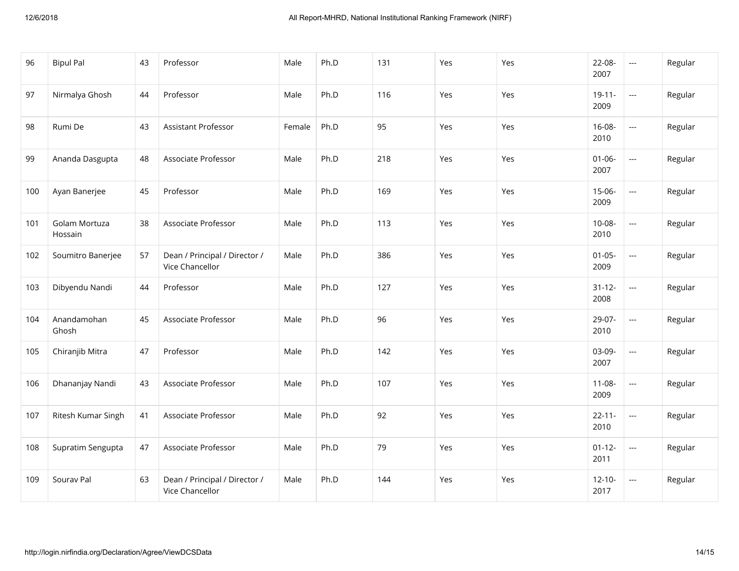| 96 | Bipul Pal | 43 | Professor | Male | Ph.D | 131 | Yes | Yes | 22-08-2007 | --- | Regular |
|---|---|---|---|---|---|---|---|---|---|---|---|
| 97 | Nirmalya Ghosh | 44 | Professor | Male | Ph.D | 116 | Yes | Yes | 19-11-2009 | --- | Regular |
| 98 | Rumi De | 43 | Assistant Professor | Female | Ph.D | 95 | Yes | Yes | 16-08-2010 | --- | Regular |
| 99 | Ananda Dasgupta | 48 | Associate Professor | Male | Ph.D | 218 | Yes | Yes | 01-06-2007 | --- | Regular |
| 100 | Ayan Banerjee | 45 | Professor | Male | Ph.D | 169 | Yes | Yes | 15-06-2009 | --- | Regular |
| 101 | Golam Mortuza Hossain | 38 | Associate Professor | Male | Ph.D | 113 | Yes | Yes | 10-08-2010 | --- | Regular |
| 102 | Soumitro Banerjee | 57 | Dean / Principal / Director / Vice Chancellor | Male | Ph.D | 386 | Yes | Yes | 01-05-2009 | --- | Regular |
| 103 | Dibyendu Nandi | 44 | Professor | Male | Ph.D | 127 | Yes | Yes | 31-12-2008 | --- | Regular |
| 104 | Anandamohan Ghosh | 45 | Associate Professor | Male | Ph.D | 96 | Yes | Yes | 29-07-2010 | --- | Regular |
| 105 | Chiranjib Mitra | 47 | Professor | Male | Ph.D | 142 | Yes | Yes | 03-09-2007 | --- | Regular |
| 106 | Dhananjay Nandi | 43 | Associate Professor | Male | Ph.D | 107 | Yes | Yes | 11-08-2009 | --- | Regular |
| 107 | Ritesh Kumar Singh | 41 | Associate Professor | Male | Ph.D | 92 | Yes | Yes | 22-11-2010 | --- | Regular |
| 108 | Supratim Sengupta | 47 | Associate Professor | Male | Ph.D | 79 | Yes | Yes | 01-12-2011 | --- | Regular |
| 109 | Sourav Pal | 63 | Dean / Principal / Director / Vice Chancellor | Male | Ph.D | 144 | Yes | Yes | 12-10-2017 | --- | Regular |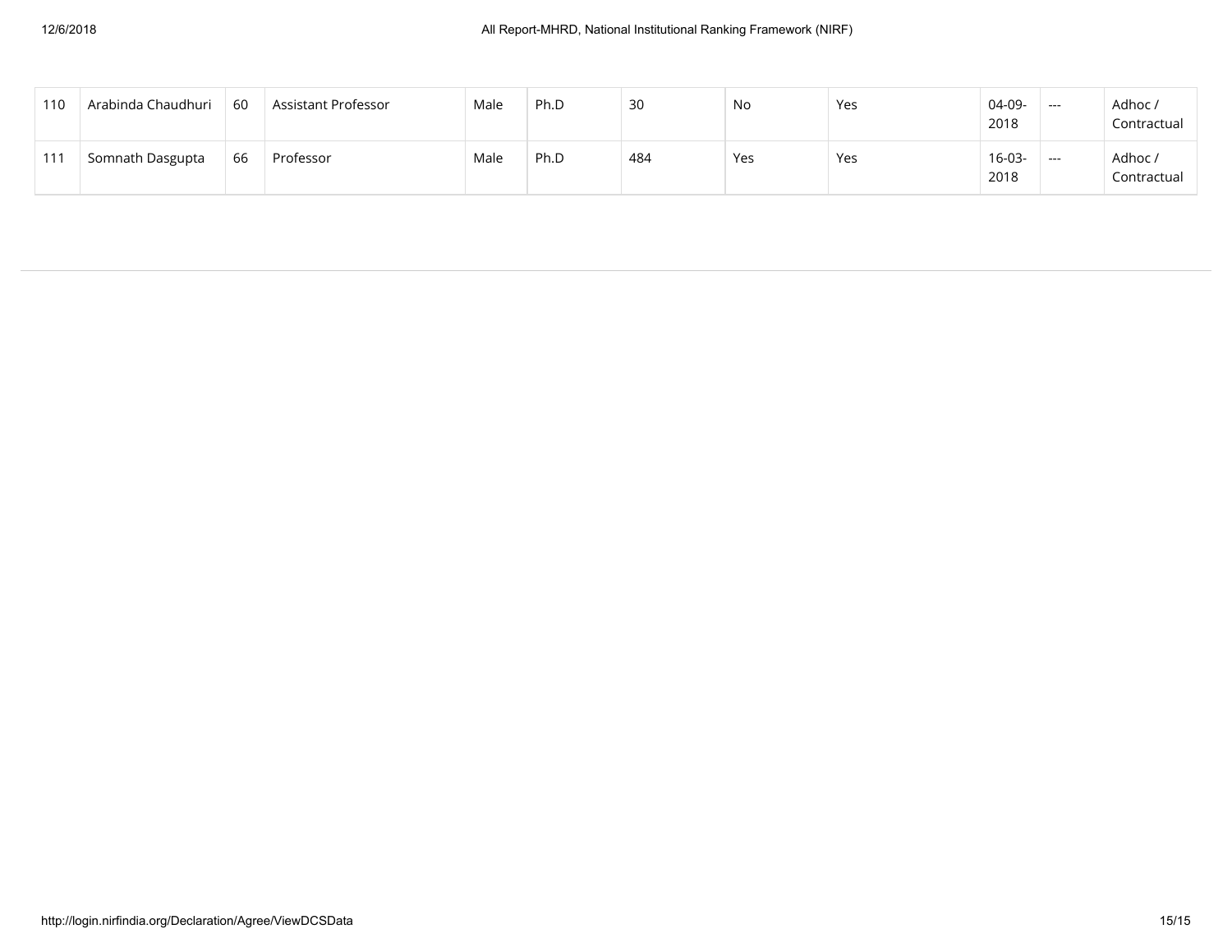| | | | | | | | | | | | |
|---|---|---|---|---|---|---|---|---|---|---|---|
| 110 | Arabinda Chaudhuri | 60 | Assistant Professor | Male | Ph.D | 30 | No | Yes | 04-09-2018 | --- | Adhoc / Contractual |
| 111 | Somnath Dasgupta | 66 | Professor | Male | Ph.D | 484 | Yes | Yes | 16-03-2018 | --- | Adhoc / Contractual |